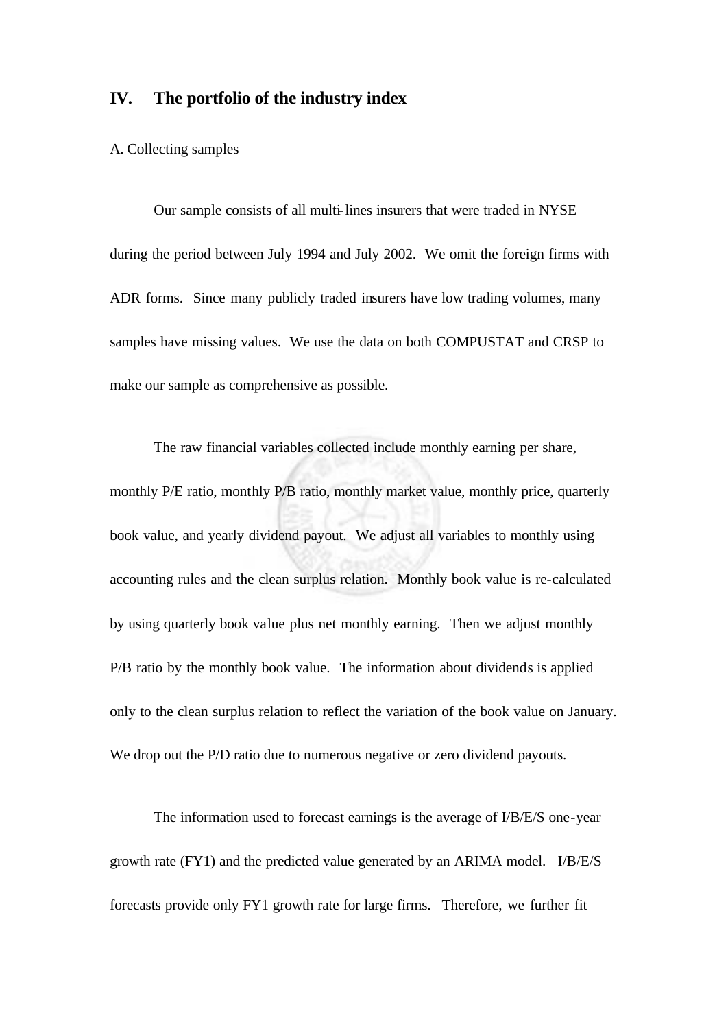## IV. The portfolio of the industry index

A. Collecting samples

Our sample consists of all multi-lines insurers that were traded in NYSE during the period between July 1994 and July 2002. We omit the foreign firms with ADR forms. Since many publicly traded insurers have low trading volumes, many samples have missing values. We use the data on both COMPUSTAT and CRSP to make our sample as comprehensive as possible.

The raw financial variables collected include monthly earning per share, monthly P/E ratio, monthly P/B ratio, monthly market value, monthly price, quarterly book value, and yearly dividend payout. We adjust all variables to monthly using accounting rules and the clean surplus relation. Monthly book value is re-calculated by using quarterly book value plus net monthly earning. Then we adjust monthly P/B ratio by the monthly book value. The information about dividends is applied only to the clean surplus relation to reflect the variation of the book value on January. We drop out the P/D ratio due to numerous negative or zero dividend payouts.

The information used to forecast earnings is the average of I/B/E/S one-year growth rate (FY1) and the predicted value generated by an ARIMA model. I/B/E/S forecasts provide only FY1 growth rate for large firms. Therefore, we further fit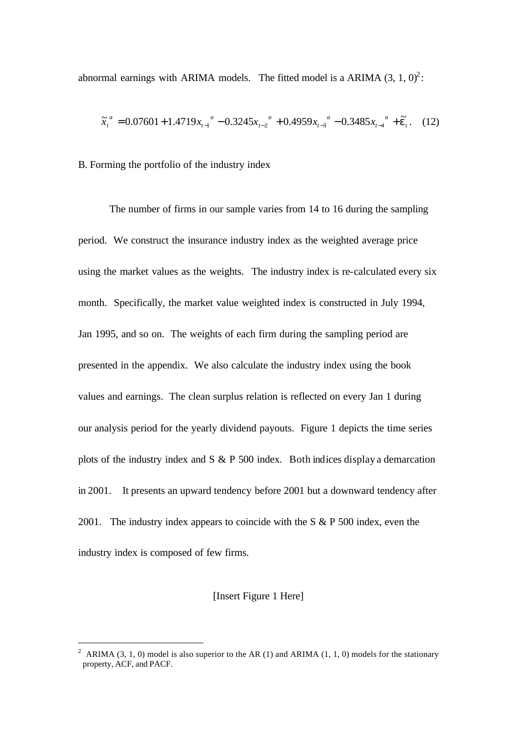abnormal earnings with ARIMA models. The fitted model is a ARIMA (3, 1, 0)[2]:

$$\tilde{x}_t^{\,a} = 0.07601 + 1.4719 x_{t-1}^{\,a} - 0.3245 x_{t-2}^{\,a} + 0.4959 x_{t-3}^{\,a} - 0.3485 x_{t-4}^{\,a} + \tilde{\varepsilon}_t . \quad (12)$$

B. Forming the portfolio of the industry index

The number of firms in our sample varies from 14 to 16 during the sampling period. We construct the insurance industry index as the weighted average price using the market values as the weights. The industry index is re-calculated every six month. Specifically, the market value weighted index is constructed in July 1994, Jan 1995, and so on. The weights of each firm during the sampling period are presented in the appendix. We also calculate the industry index using the book values and earnings. The clean surplus relation is reflected on every Jan 1 during our analysis period for the yearly dividend payouts. Figure 1 depicts the time series plots of the industry index and S & P 500 index. Both indices display a demarcation in 2001. It presents an upward tendency before 2001 but a downward tendency after 2001. The industry index appears to coincide with the S & P 500 index, even the industry index is composed of few firms.

[Insert Figure 1 Here]

[2] ARIMA (3, 1, 0) model is also superior to the AR (1) and ARIMA (1, 1, 0) models for the stationary property, ACF, and PACF.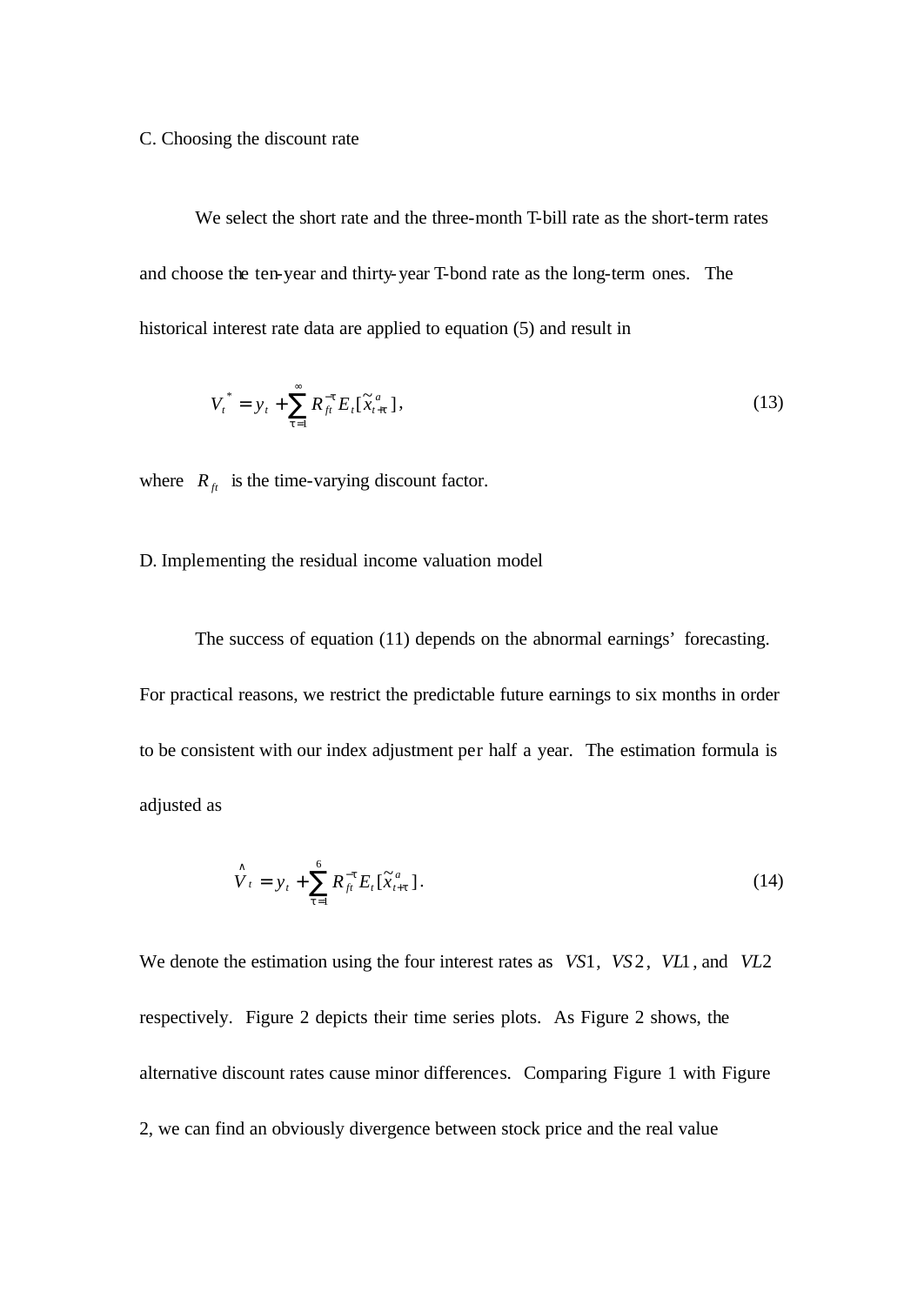C. Choosing the discount rate

We select the short rate and the three-month T-bill rate as the short-term rates and choose the ten-year and thirty-year T-bond rate as the long-term ones. The historical interest rate data are applied to equation (5) and result in

$$V_t^* = y_t + \sum_{\tau=1}^{\infty} R_{ft}^{-\tau} E_t[\tilde{x}_{t+\tau}^a], \tag{13}$$

where $R_{ft}$ is the time-varying discount factor.

D. Implementing the residual income valuation model

The success of equation (11) depends on the abnormal earnings' forecasting. For practical reasons, we restrict the predictable future earnings to six months in order to be consistent with our index adjustment per half a year. The estimation formula is adjusted as

$$\hat{V}_t = y_t + \sum_{\tau=1}^{6} R_{ft}^{-\tau} E_t[\tilde{x}_{t+\tau}^a]. \tag{14}$$

We denote the estimation using the four interest rates as $VS1$, $VS2$, $VL1$, and $VL2$ respectively. Figure 2 depicts their time series plots. As Figure 2 shows, the alternative discount rates cause minor differences. Comparing Figure 1 with Figure 2, we can find an obviously divergence between stock price and the real value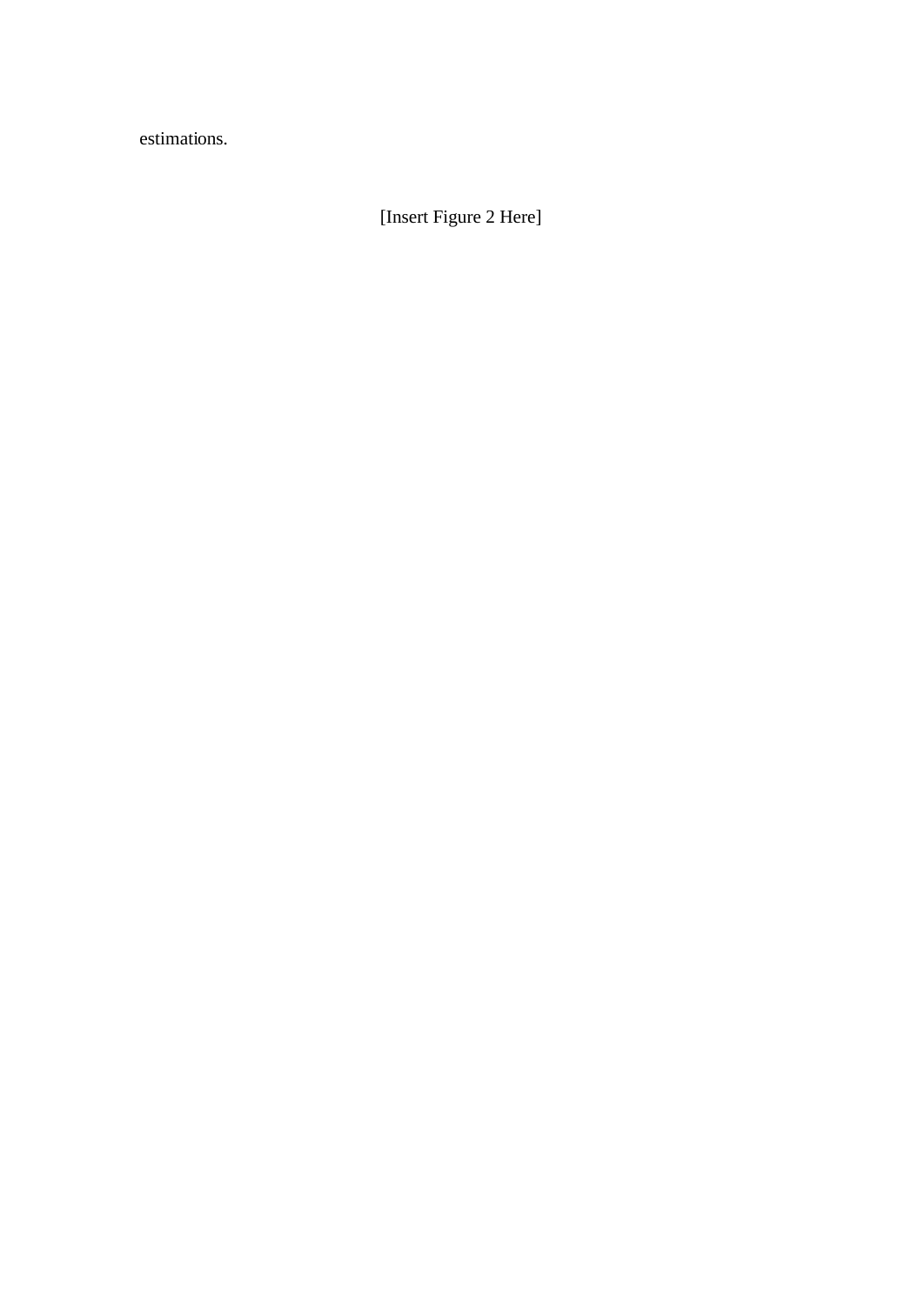estimations.

[Insert Figure 2 Here]